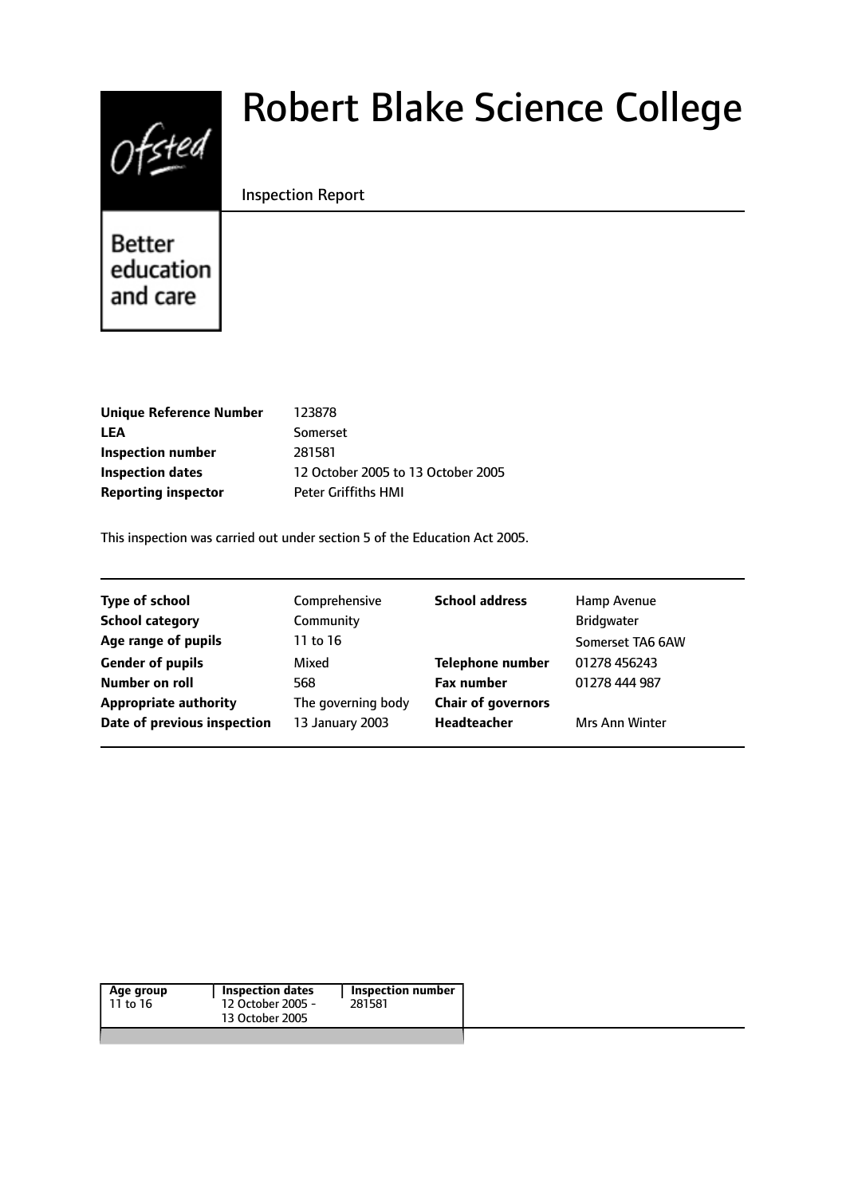Ofsted

Better education and care

# Robert Blake Science College

Inspection Report

| | |
|---|---|
| **Unique Reference Number** | 123878 |
| **LEA** | Somerset |
| **Inspection number** | 281581 |
| **Inspection dates** | 12 October 2005 to 13 October 2005 |
| **Reporting inspector** | Peter Griffiths HMI |

This inspection was carried out under section 5 of the Education Act 2005.

| | | | |
|---|---|---|---|
| **Type of school** | Comprehensive | **School address** | Hamp Avenue |
| **School category** | Community | | Bridgwater |
| **Age range of pupils** | 11 to 16 | | Somerset TA6 6AW |
| **Gender of pupils** | Mixed | **Telephone number** | 01278 456243 |
| **Number on roll** | 568 | **Fax number** | 01278 444 987 |
| **Appropriate authority** | The governing body | **Chair of governors** | |
| **Date of previous inspection** | 13 January 2003 | **Headteacher** | Mrs Ann Winter |

| Age group | Inspection dates | Inspection number |
|---|---|---|
| 11 to 16 | 12 October 2005 - 13 October 2005 | 281581 |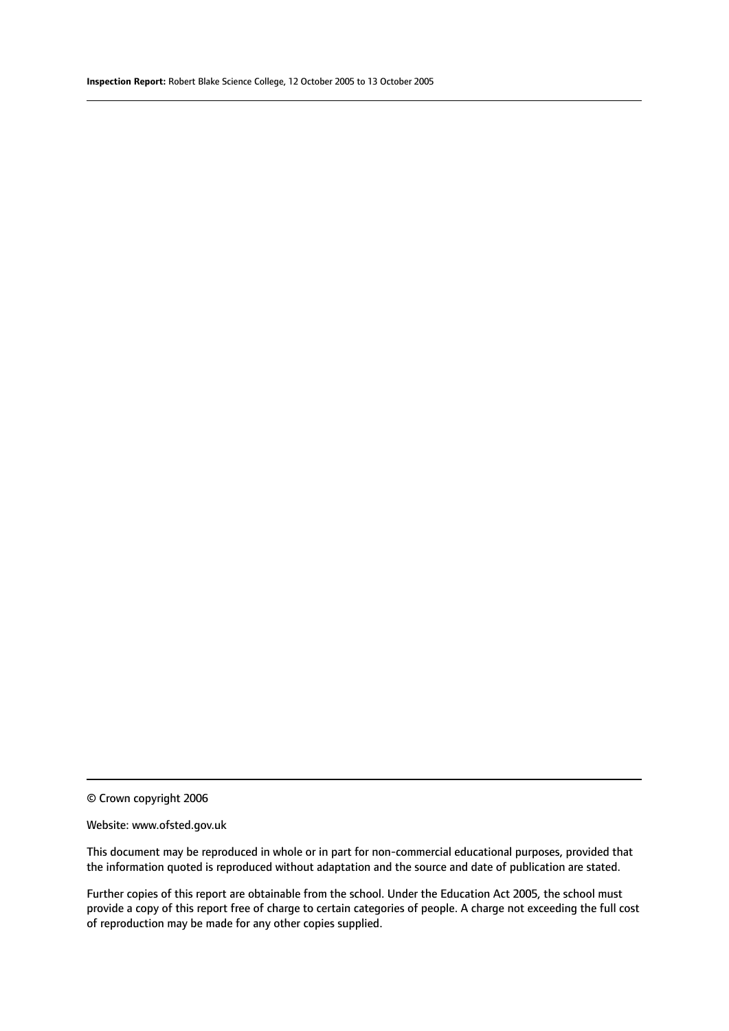© Crown copyright 2006

Website: www.ofsted.gov.uk

This document may be reproduced in whole or in part for non-commercial educational purposes, provided that the information quoted is reproduced without adaptation and the source and date of publication are stated.

Further copies of this report are obtainable from the school. Under the Education Act 2005, the school must provide a copy of this report free of charge to certain categories of people. A charge not exceeding the full cost of reproduction may be made for any other copies supplied.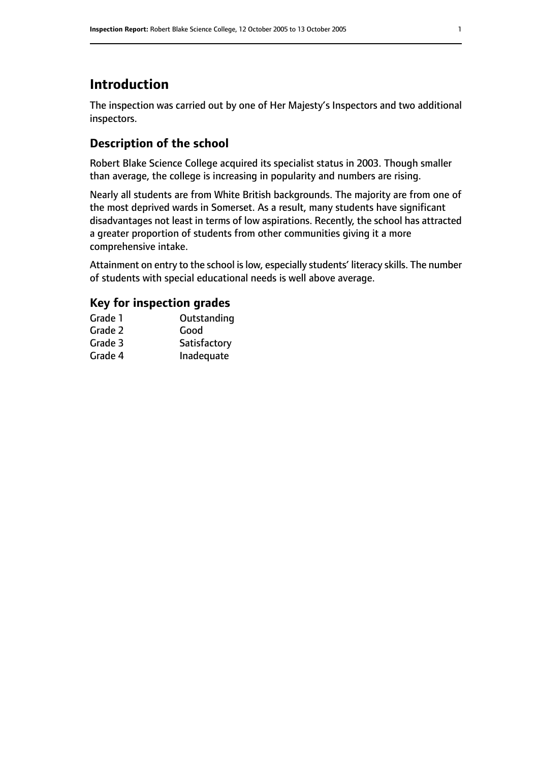# Introduction

The inspection was carried out by one of Her Majesty's Inspectors and two additional inspectors.

## Description of the school

Robert Blake Science College acquired its specialist status in 2003. Though smaller than average, the college is increasing in popularity and numbers are rising.

Nearly all students are from White British backgrounds. The majority are from one of the most deprived wards in Somerset. As a result, many students have significant disadvantages not least in terms of low aspirations. Recently, the school has attracted a greater proportion of students from other communities giving it a more comprehensive intake.

Attainment on entry to the school is low, especially students' literacy skills. The number of students with special educational needs is well above average.

## Key for inspection grades

| | |
|---|---|
| Grade 1 | Outstanding |
| Grade 2 | Good |
| Grade 3 | Satisfactory |
| Grade 4 | Inadequate |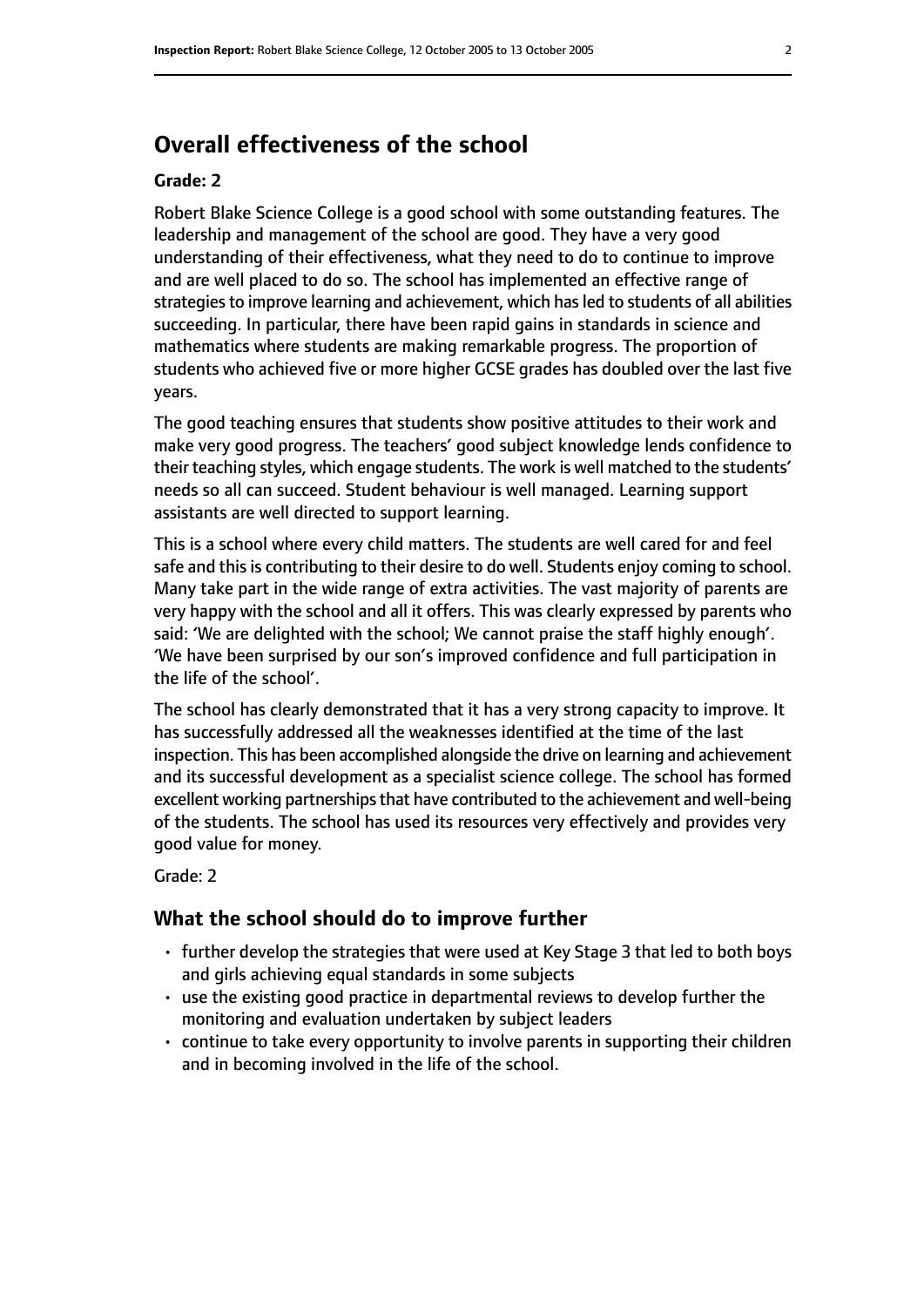## Overall effectiveness of the school

### Grade: 2

Robert Blake Science College is a good school with some outstanding features. The leadership and management of the school are good. They have a very good understanding of their effectiveness, what they need to do to continue to improve and are well placed to do so. The school has implemented an effective range of strategies to improve learning and achievement, which has led to students of all abilities succeeding. In particular, there have been rapid gains in standards in science and mathematics where students are making remarkable progress. The proportion of students who achieved five or more higher GCSE grades has doubled over the last five years.

The good teaching ensures that students show positive attitudes to their work and make very good progress. The teachers' good subject knowledge lends confidence to their teaching styles, which engage students. The work is well matched to the students' needs so all can succeed. Student behaviour is well managed. Learning support assistants are well directed to support learning.

This is a school where every child matters. The students are well cared for and feel safe and this is contributing to their desire to do well. Students enjoy coming to school. Many take part in the wide range of extra activities. The vast majority of parents are very happy with the school and all it offers. This was clearly expressed by parents who said: 'We are delighted with the school; We cannot praise the staff highly enough'. 'We have been surprised by our son's improved confidence and full participation in the life of the school'.

The school has clearly demonstrated that it has a very strong capacity to improve. It has successfully addressed all the weaknesses identified at the time of the last inspection. This has been accomplished alongside the drive on learning and achievement and its successful development as a specialist science college. The school has formed excellent working partnerships that have contributed to the achievement and well-being of the students. The school has used its resources very effectively and provides very good value for money.

Grade: 2

### What the school should do to improve further

- further develop the strategies that were used at Key Stage 3 that led to both boys and girls achieving equal standards in some subjects
- use the existing good practice in departmental reviews to develop further the monitoring and evaluation undertaken by subject leaders
- continue to take every opportunity to involve parents in supporting their children and in becoming involved in the life of the school.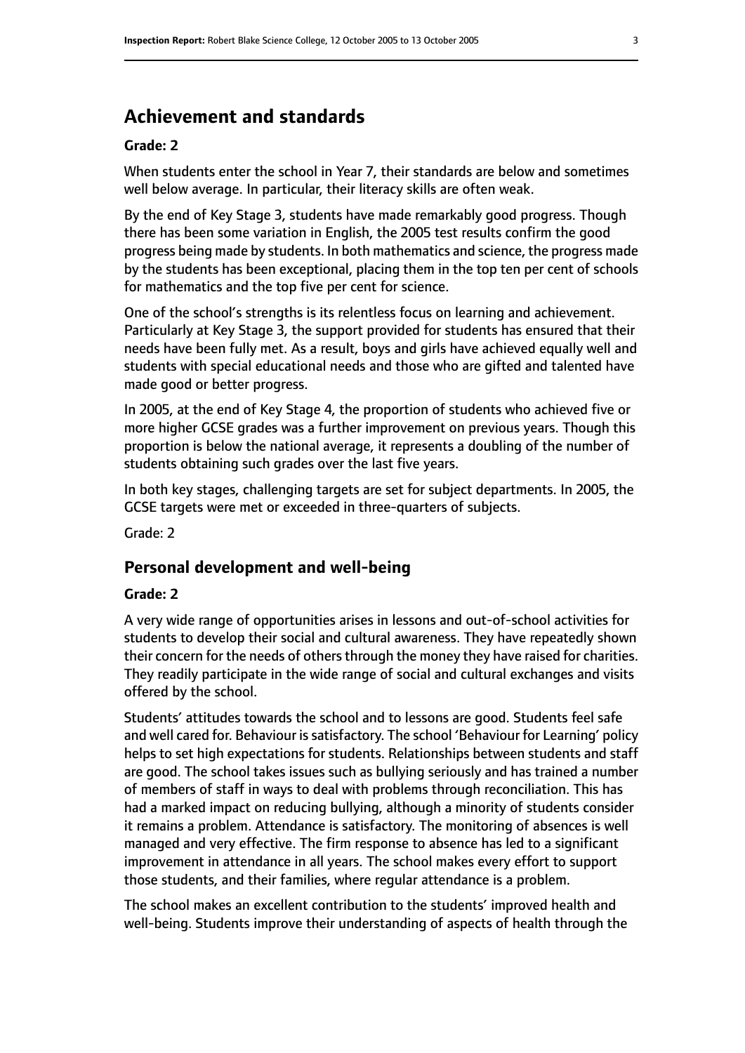## Achievement and standards

**Grade: 2**

When students enter the school in Year 7, their standards are below and sometimes well below average. In particular, their literacy skills are often weak.

By the end of Key Stage 3, students have made remarkably good progress. Though there has been some variation in English, the 2005 test results confirm the good progress being made by students. In both mathematics and science, the progress made by the students has been exceptional, placing them in the top ten per cent of schools for mathematics and the top five per cent for science.

One of the school's strengths is its relentless focus on learning and achievement. Particularly at Key Stage 3, the support provided for students has ensured that their needs have been fully met. As a result, boys and girls have achieved equally well and students with special educational needs and those who are gifted and talented have made good or better progress.

In 2005, at the end of Key Stage 4, the proportion of students who achieved five or more higher GCSE grades was a further improvement on previous years. Though this proportion is below the national average, it represents a doubling of the number of students obtaining such grades over the last five years.

In both key stages, challenging targets are set for subject departments. In 2005, the GCSE targets were met or exceeded in three-quarters of subjects.

Grade: 2

### Personal development and well-being

**Grade: 2**

A very wide range of opportunities arises in lessons and out-of-school activities for students to develop their social and cultural awareness. They have repeatedly shown their concern for the needs of others through the money they have raised for charities. They readily participate in the wide range of social and cultural exchanges and visits offered by the school.

Students' attitudes towards the school and to lessons are good. Students feel safe and well cared for. Behaviour is satisfactory. The school 'Behaviour for Learning' policy helps to set high expectations for students. Relationships between students and staff are good. The school takes issues such as bullying seriously and has trained a number of members of staff in ways to deal with problems through reconciliation. This has had a marked impact on reducing bullying, although a minority of students consider it remains a problem. Attendance is satisfactory. The monitoring of absences is well managed and very effective. The firm response to absence has led to a significant improvement in attendance in all years. The school makes every effort to support those students, and their families, where regular attendance is a problem.

The school makes an excellent contribution to the students' improved health and well-being. Students improve their understanding of aspects of health through the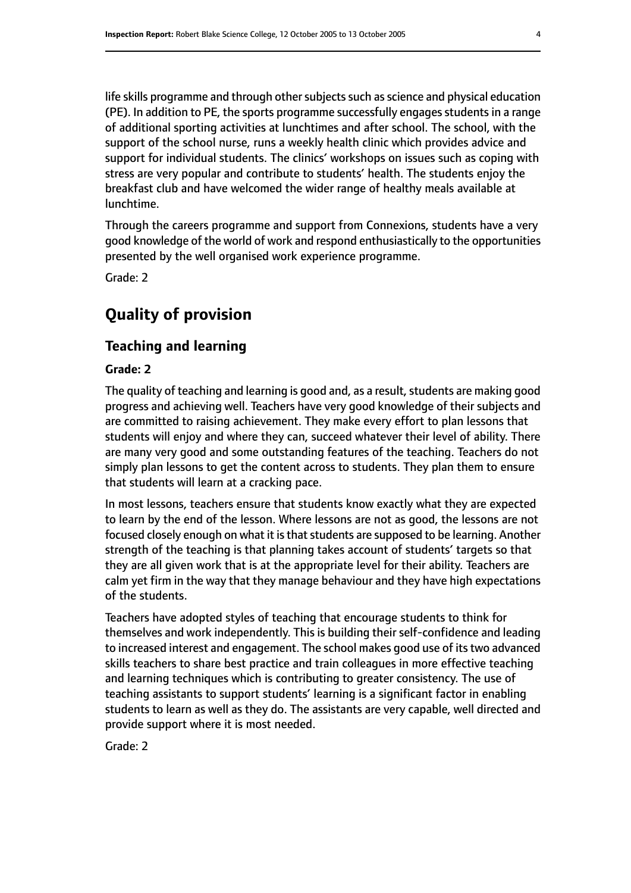life skills programme and through other subjects such as science and physical education (PE). In addition to PE, the sports programme successfully engages students in a range of additional sporting activities at lunchtimes and after school. The school, with the support of the school nurse, runs a weekly health clinic which provides advice and support for individual students. The clinics' workshops on issues such as coping with stress are very popular and contribute to students' health. The students enjoy the breakfast club and have welcomed the wider range of healthy meals available at lunchtime.

Through the careers programme and support from Connexions, students have a very good knowledge of the world of work and respond enthusiastically to the opportunities presented by the well organised work experience programme.

Grade: 2

# Quality of provision

## Teaching and learning

**Grade: 2**

The quality of teaching and learning is good and, as a result, students are making good progress and achieving well. Teachers have very good knowledge of their subjects and are committed to raising achievement. They make every effort to plan lessons that students will enjoy and where they can, succeed whatever their level of ability. There are many very good and some outstanding features of the teaching. Teachers do not simply plan lessons to get the content across to students. They plan them to ensure that students will learn at a cracking pace.

In most lessons, teachers ensure that students know exactly what they are expected to learn by the end of the lesson. Where lessons are not as good, the lessons are not focused closely enough on what it is that students are supposed to be learning. Another strength of the teaching is that planning takes account of students' targets so that they are all given work that is at the appropriate level for their ability. Teachers are calm yet firm in the way that they manage behaviour and they have high expectations of the students.

Teachers have adopted styles of teaching that encourage students to think for themselves and work independently. This is building their self-confidence and leading to increased interest and engagement. The school makes good use of its two advanced skills teachers to share best practice and train colleagues in more effective teaching and learning techniques which is contributing to greater consistency. The use of teaching assistants to support students' learning is a significant factor in enabling students to learn as well as they do. The assistants are very capable, well directed and provide support where it is most needed.

Grade: 2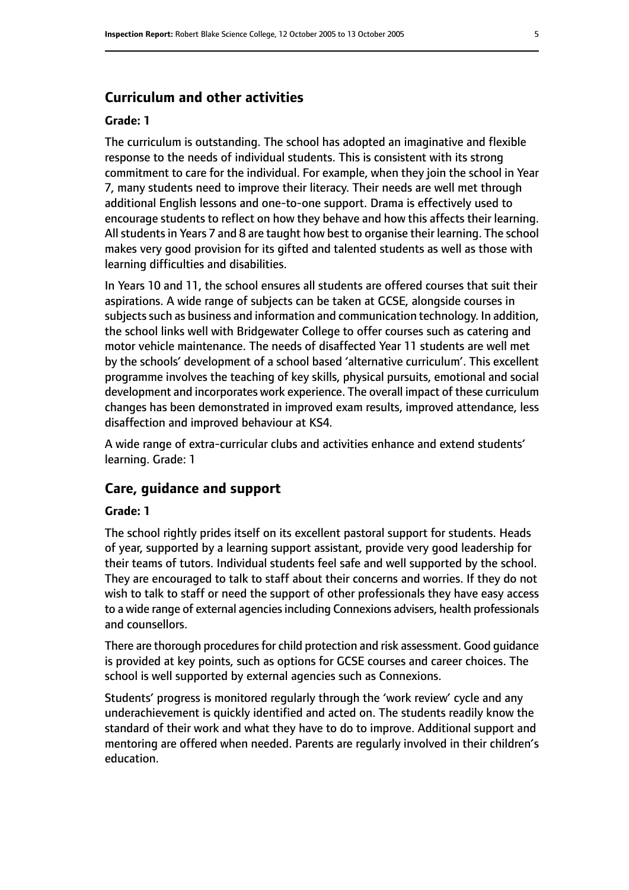## Curriculum and other activities

**Grade: 1**

The curriculum is outstanding. The school has adopted an imaginative and flexible response to the needs of individual students. This is consistent with its strong commitment to care for the individual. For example, when they join the school in Year 7, many students need to improve their literacy. Their needs are well met through additional English lessons and one-to-one support. Drama is effectively used to encourage students to reflect on how they behave and how this affects their learning. All students in Years 7 and 8 are taught how best to organise their learning. The school makes very good provision for its gifted and talented students as well as those with learning difficulties and disabilities.

In Years 10 and 11, the school ensures all students are offered courses that suit their aspirations. A wide range of subjects can be taken at GCSE, alongside courses in subjects such as business and information and communication technology. In addition, the school links well with Bridgewater College to offer courses such as catering and motor vehicle maintenance. The needs of disaffected Year 11 students are well met by the schools' development of a school based 'alternative curriculum'. This excellent programme involves the teaching of key skills, physical pursuits, emotional and social development and incorporates work experience. The overall impact of these curriculum changes has been demonstrated in improved exam results, improved attendance, less disaffection and improved behaviour at KS4.

A wide range of extra-curricular clubs and activities enhance and extend students' learning. Grade: 1

## Care, guidance and support

**Grade: 1**

The school rightly prides itself on its excellent pastoral support for students. Heads of year, supported by a learning support assistant, provide very good leadership for their teams of tutors. Individual students feel safe and well supported by the school. They are encouraged to talk to staff about their concerns and worries. If they do not wish to talk to staff or need the support of other professionals they have easy access to a wide range of external agencies including Connexions advisers, health professionals and counsellors.

There are thorough procedures for child protection and risk assessment. Good guidance is provided at key points, such as options for GCSE courses and career choices. The school is well supported by external agencies such as Connexions.

Students' progress is monitored regularly through the 'work review' cycle and any underachievement is quickly identified and acted on. The students readily know the standard of their work and what they have to do to improve. Additional support and mentoring are offered when needed. Parents are regularly involved in their children's education.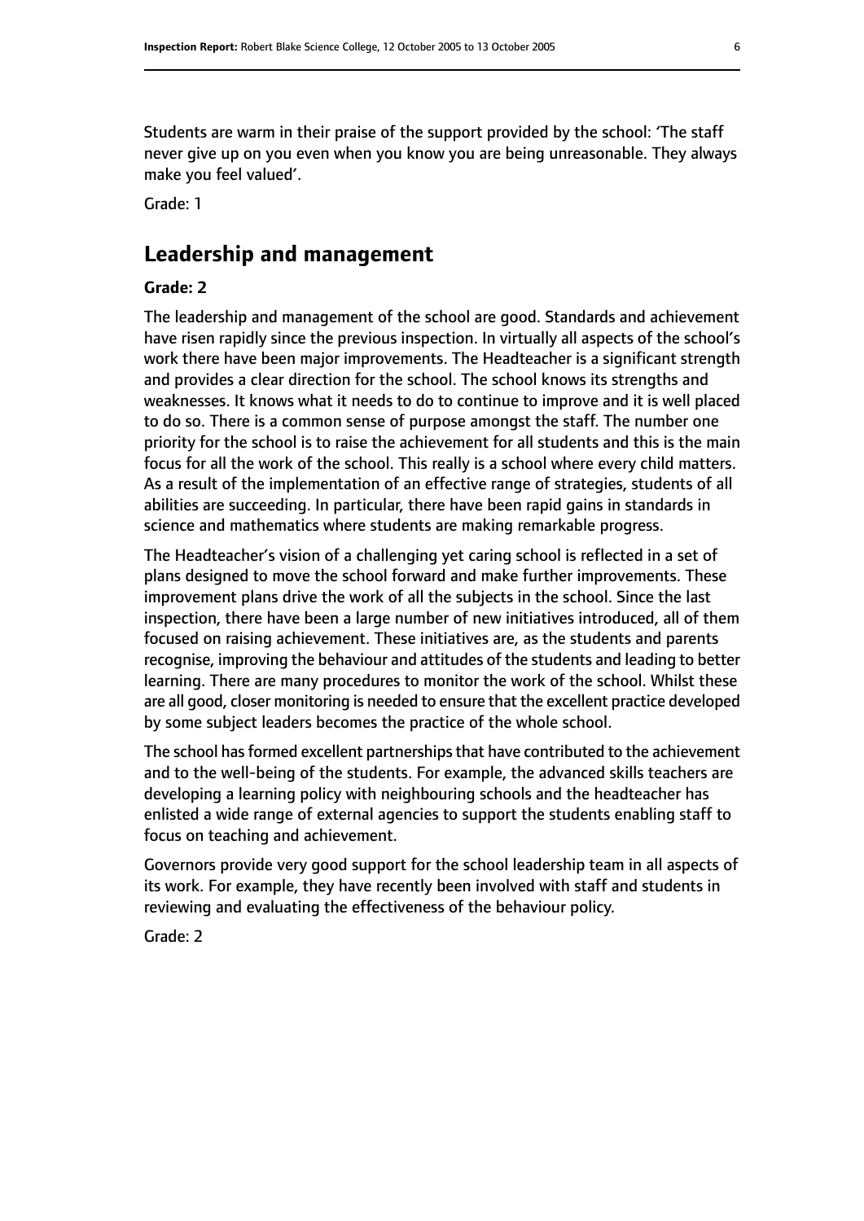Students are warm in their praise of the support provided by the school: 'The staff never give up on you even when you know you are being unreasonable. They always make you feel valued'.

Grade: 1

## Leadership and management

**Grade: 2**

The leadership and management of the school are good. Standards and achievement have risen rapidly since the previous inspection. In virtually all aspects of the school's work there have been major improvements. The Headteacher is a significant strength and provides a clear direction for the school. The school knows its strengths and weaknesses. It knows what it needs to do to continue to improve and it is well placed to do so. There is a common sense of purpose amongst the staff. The number one priority for the school is to raise the achievement for all students and this is the main focus for all the work of the school. This really is a school where every child matters. As a result of the implementation of an effective range of strategies, students of all abilities are succeeding. In particular, there have been rapid gains in standards in science and mathematics where students are making remarkable progress.

The Headteacher's vision of a challenging yet caring school is reflected in a set of plans designed to move the school forward and make further improvements. These improvement plans drive the work of all the subjects in the school. Since the last inspection, there have been a large number of new initiatives introduced, all of them focused on raising achievement. These initiatives are, as the students and parents recognise, improving the behaviour and attitudes of the students and leading to better learning. There are many procedures to monitor the work of the school. Whilst these are all good, closer monitoring is needed to ensure that the excellent practice developed by some subject leaders becomes the practice of the whole school.

The school has formed excellent partnerships that have contributed to the achievement and to the well-being of the students. For example, the advanced skills teachers are developing a learning policy with neighbouring schools and the headteacher has enlisted a wide range of external agencies to support the students enabling staff to focus on teaching and achievement.

Governors provide very good support for the school leadership team in all aspects of its work. For example, they have recently been involved with staff and students in reviewing and evaluating the effectiveness of the behaviour policy.

Grade: 2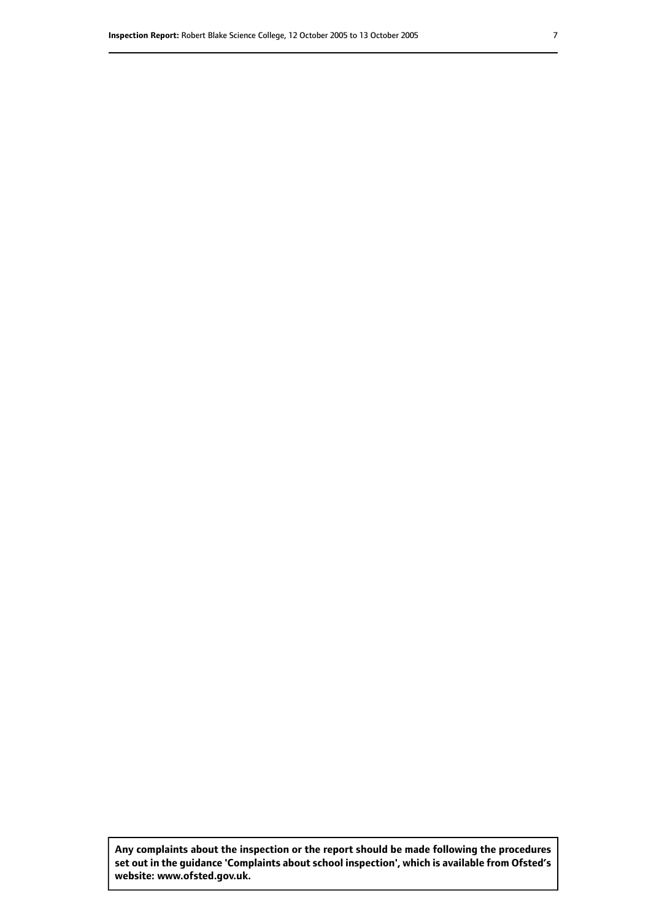**Any complaints about the inspection or the report should be made following the procedures set out in the guidance 'Complaints about school inspection', which is available from Ofsted's website: www.ofsted.gov.uk.**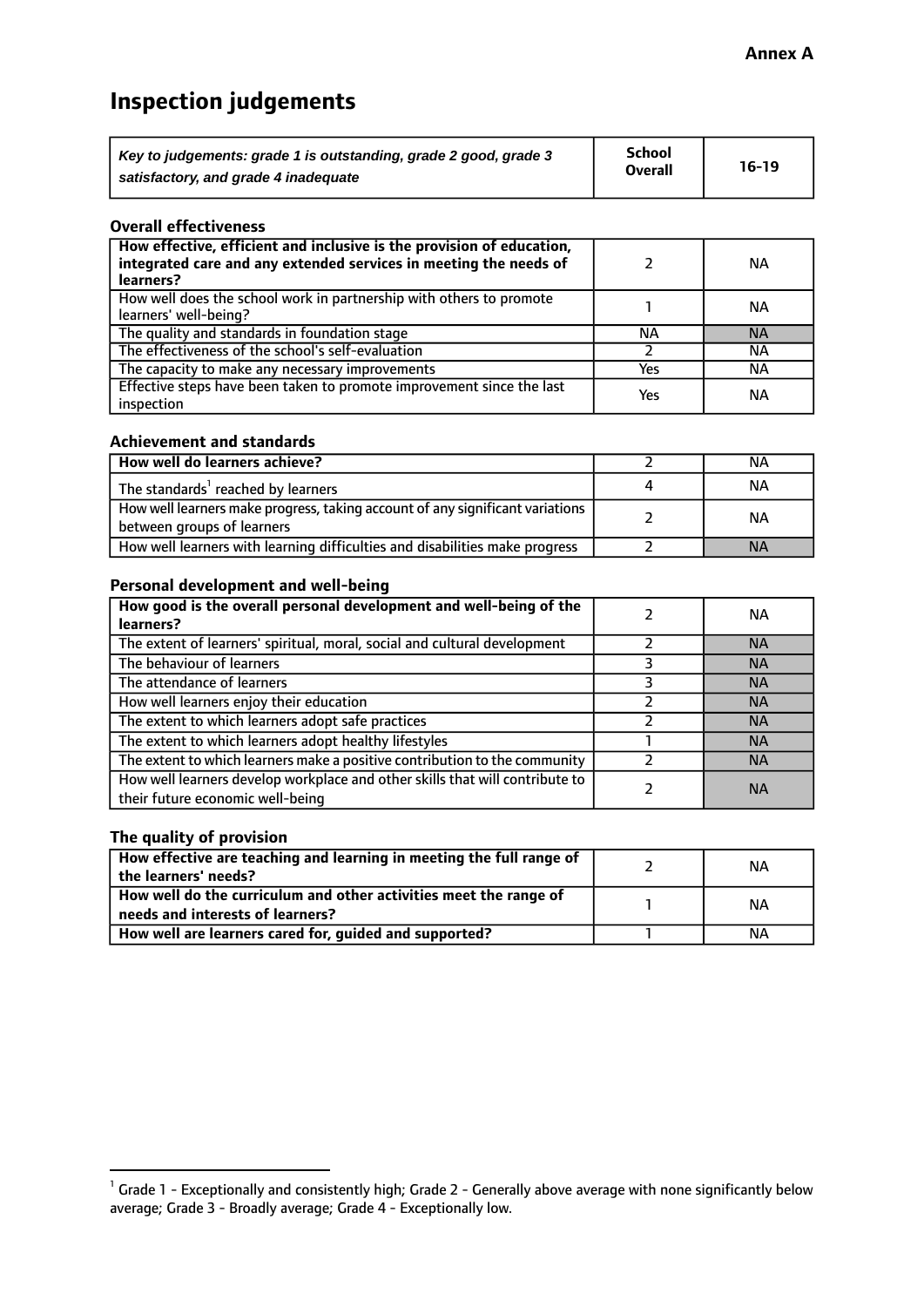**Annex A**

# Inspection judgements

| *Key to judgements: grade 1 is outstanding, grade 2 good, grade 3 satisfactory, and grade 4 inadequate* | School Overall | 16-19 |
|---|---|---|

### Overall effectiveness

| | | |
|---|---|---|
| **How effective, efficient and inclusive is the provision of education, integrated care and any extended services in meeting the needs of learners?** | 2 | NA |
| How well does the school work in partnership with others to promote learners' well-being? | 1 | NA |
| The quality and standards in foundation stage | NA | NA |
| The effectiveness of the school's self-evaluation | 2 | NA |
| The capacity to make any necessary improvements | Yes | NA |
| Effective steps have been taken to promote improvement since the last inspection | Yes | NA |

### Achievement and standards

| | | |
|---|---|---|
| **How well do learners achieve?** | 2 | NA |
| The standards[1] reached by learners | 4 | NA |
| How well learners make progress, taking account of any significant variations between groups of learners | 2 | NA |
| How well learners with learning difficulties and disabilities make progress | 2 | NA |

### Personal development and well-being

| | | |
|---|---|---|
| **How good is the overall personal development and well-being of the learners?** | 2 | NA |
| The extent of learners' spiritual, moral, social and cultural development | 2 | NA |
| The behaviour of learners | 3 | NA |
| The attendance of learners | 3 | NA |
| How well learners enjoy their education | 2 | NA |
| The extent to which learners adopt safe practices | 2 | NA |
| The extent to which learners adopt healthy lifestyles | 1 | NA |
| The extent to which learners make a positive contribution to the community | 2 | NA |
| How well learners develop workplace and other skills that will contribute to their future economic well-being | 2 | NA |

### The quality of provision

| | | |
|---|---|---|
| **How effective are teaching and learning in meeting the full range of the learners' needs?** | 2 | NA |
| **How well do the curriculum and other activities meet the range of needs and interests of learners?** | 1 | NA |
| **How well are learners cared for, guided and supported?** | 1 | NA |

[1] Grade 1 - Exceptionally and consistently high; Grade 2 - Generally above average with none significantly below average; Grade 3 - Broadly average; Grade 4 - Exceptionally low.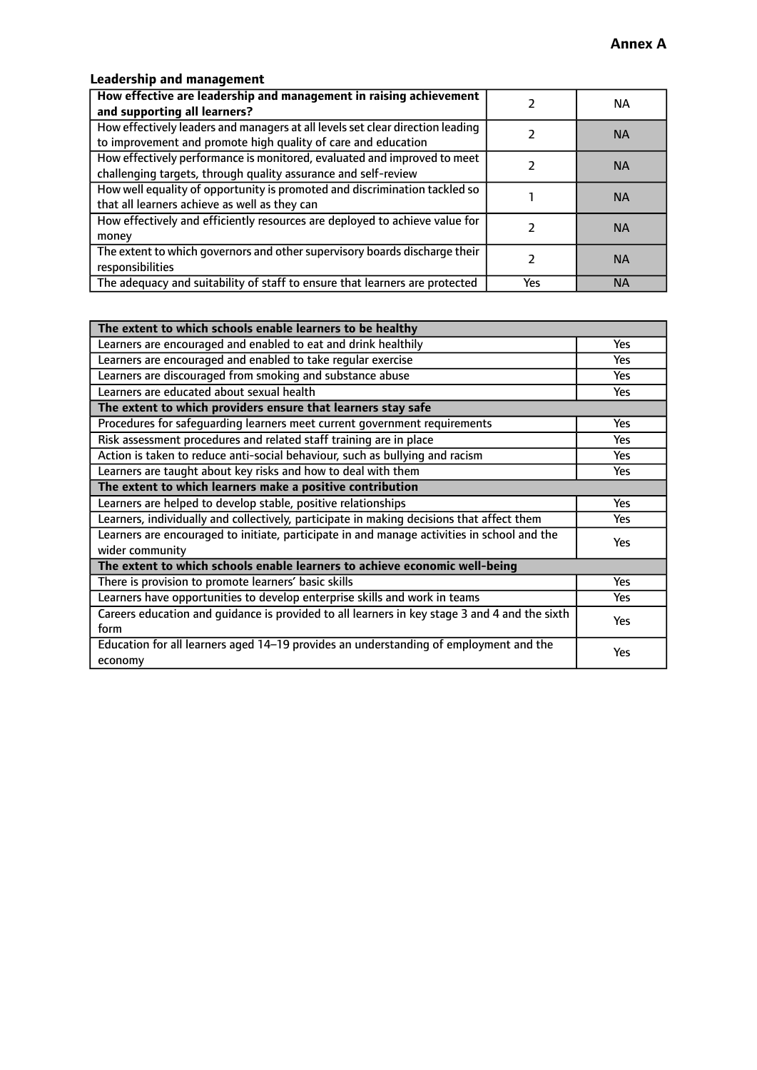**Annex A**

### Leadership and management

| **How effective are leadership and management in raising achievement and supporting all learners?** | 2 | NA |
|---|---|---|
| How effectively leaders and managers at all levels set clear direction leading to improvement and promote high quality of care and education | 2 | NA |
| How effectively performance is monitored, evaluated and improved to meet challenging targets, through quality assurance and self-review | 2 | NA |
| How well equality of opportunity is promoted and discrimination tackled so that all learners achieve as well as they can | 1 | NA |
| How effectively and efficiently resources are deployed to achieve value for money | 2 | NA |
| The extent to which governors and other supervisory boards discharge their responsibilities | 2 | NA |
| The adequacy and suitability of staff to ensure that learners are protected | Yes | NA |

| **The extent to which schools enable learners to be healthy** | |
|---|---|
| Learners are encouraged and enabled to eat and drink healthily | Yes |
| Learners are encouraged and enabled to take regular exercise | Yes |
| Learners are discouraged from smoking and substance abuse | Yes |
| Learners are educated about sexual health | Yes |
| **The extent to which providers ensure that learners stay safe** | |
| Procedures for safeguarding learners meet current government requirements | Yes |
| Risk assessment procedures and related staff training are in place | Yes |
| Action is taken to reduce anti-social behaviour, such as bullying and racism | Yes |
| Learners are taught about key risks and how to deal with them | Yes |
| **The extent to which learners make a positive contribution** | |
| Learners are helped to develop stable, positive relationships | Yes |
| Learners, individually and collectively, participate in making decisions that affect them | Yes |
| Learners are encouraged to initiate, participate in and manage activities in school and the wider community | Yes |
| **The extent to which schools enable learners to achieve economic well-being** | |
| There is provision to promote learners' basic skills | Yes |
| Learners have opportunities to develop enterprise skills and work in teams | Yes |
| Careers education and guidance is provided to all learners in key stage 3 and 4 and the sixth form | Yes |
| Education for all learners aged 14–19 provides an understanding of employment and the economy | Yes |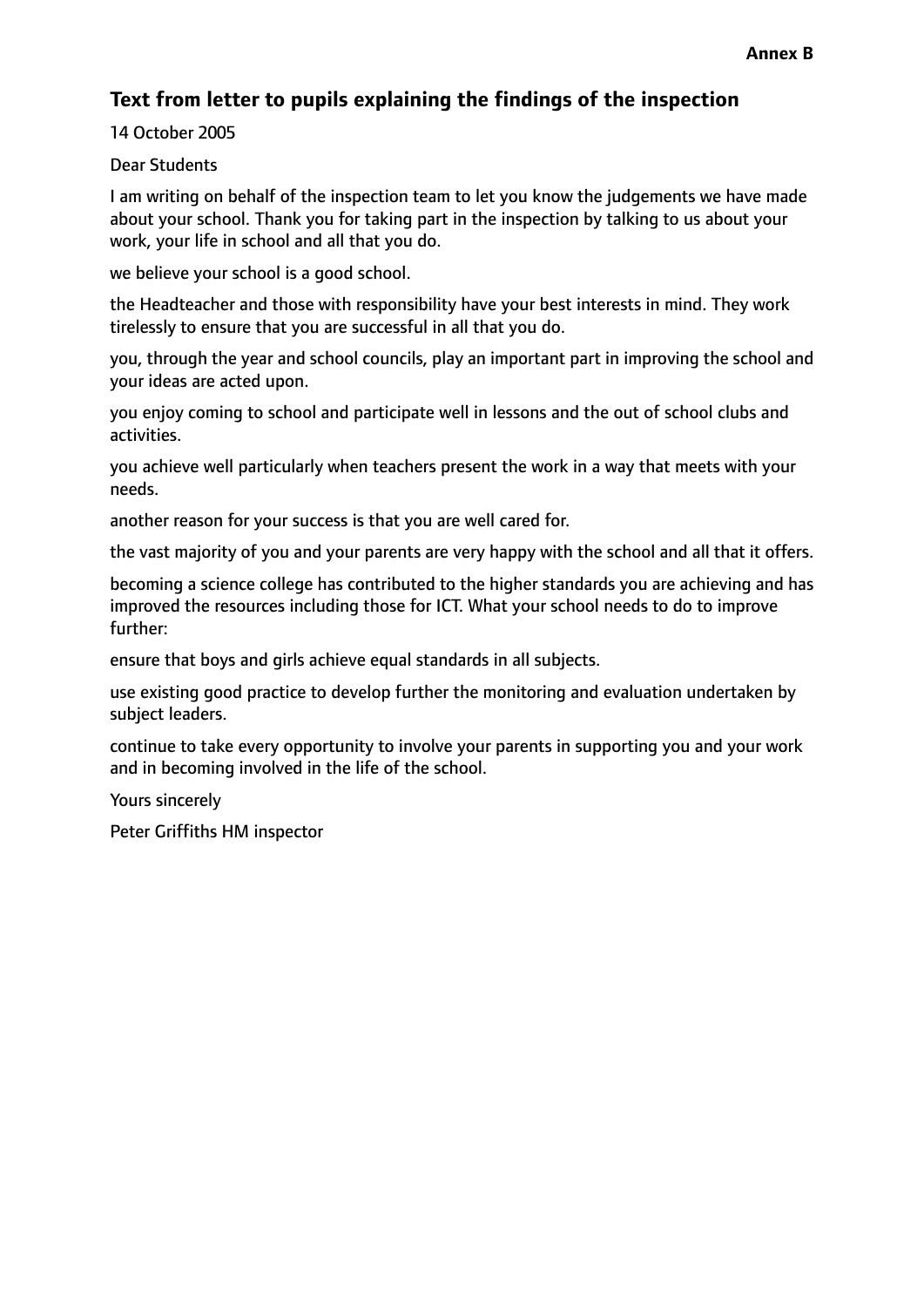**Annex B**

## Text from letter to pupils explaining the findings of the inspection

14 October 2005

Dear Students

I am writing on behalf of the inspection team to let you know the judgements we have made about your school. Thank you for taking part in the inspection by talking to us about your work, your life in school and all that you do.

we believe your school is a good school.

the Headteacher and those with responsibility have your best interests in mind. They work tirelessly to ensure that you are successful in all that you do.

you, through the year and school councils, play an important part in improving the school and your ideas are acted upon.

you enjoy coming to school and participate well in lessons and the out of school clubs and activities.

you achieve well particularly when teachers present the work in a way that meets with your needs.

another reason for your success is that you are well cared for.

the vast majority of you and your parents are very happy with the school and all that it offers.

becoming a science college has contributed to the higher standards you are achieving and has improved the resources including those for ICT. What your school needs to do to improve further:

ensure that boys and girls achieve equal standards in all subjects.

use existing good practice to develop further the monitoring and evaluation undertaken by subject leaders.

continue to take every opportunity to involve your parents in supporting you and your work and in becoming involved in the life of the school.

Yours sincerely

Peter Griffiths HM inspector